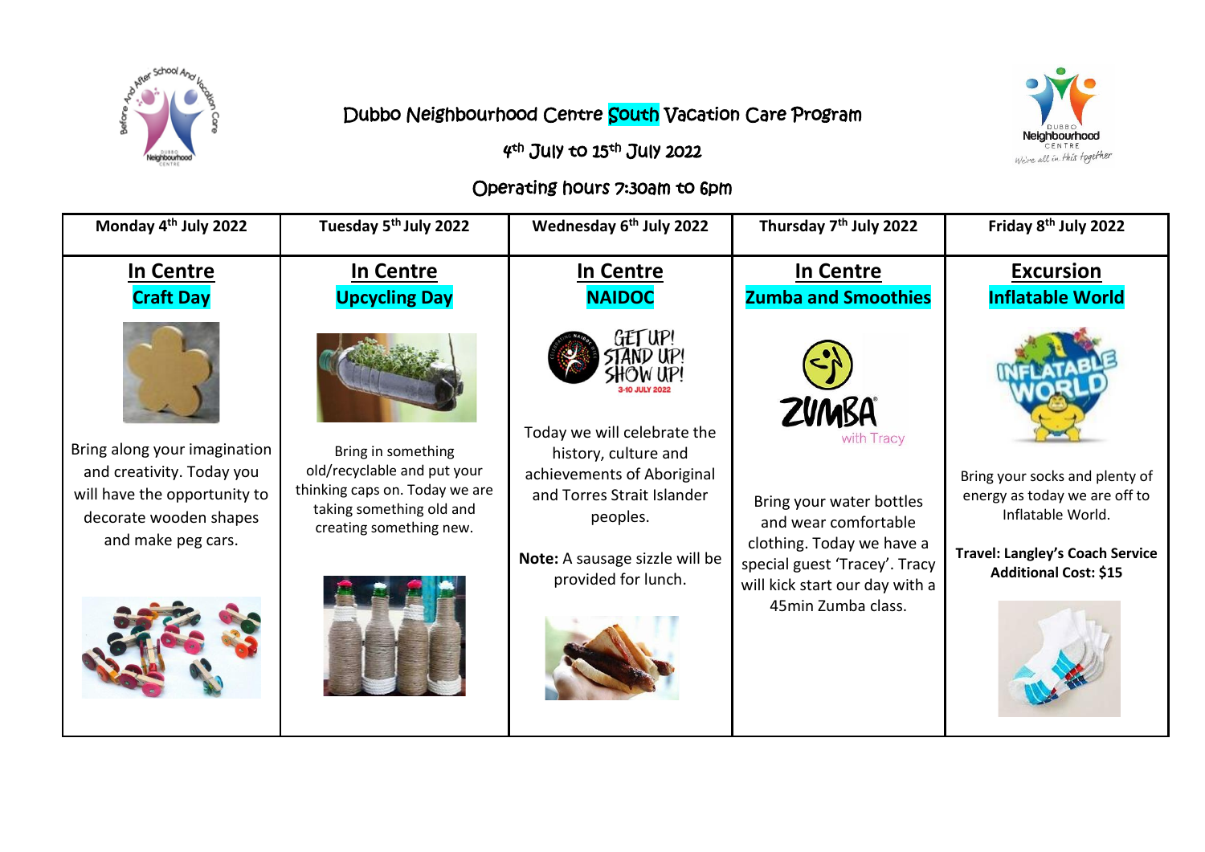# Dubbo Neighbourhood Centre South Vacation Care Program

## 4th July to 15th July 2022

## Operating hours 7:30am to 6pm

| Monday 4th July 2022 | Tuesday 5th July 2022 | Wednesday 6th July 2022 | Thursday 7th July 2022 | Friday 8th July 2022 |
|---|---|---|---|---|
| **In Centre** **Craft Day** Bring along your imagination and creativity. Today you will have the opportunity to decorate wooden shapes and make peg cars. | **In Centre** **Upcycling Day** Bring in something old/recyclable and put your thinking caps on. Today we are taking something old and creating something new. | **In Centre** **NAIDOC** GET UP! STAND UP! SHOW UP! 3-10 JULY 2022 Today we will celebrate the history, culture and achievements of Aboriginal and Torres Strait Islander peoples. **Note:** A sausage sizzle will be provided for lunch. | **In Centre** **Zumba and Smoothies** ZUMBA with Tracy Bring your water bottles and wear comfortable clothing. Today we have a special guest 'Tracey'. Tracy will kick start our day with a 45min Zumba class. | **Excursion** **Inflatable World** Bring your socks and plenty of energy as today we are off to Inflatable World. **Travel: Langley's Coach Service** **Additional Cost: $15** |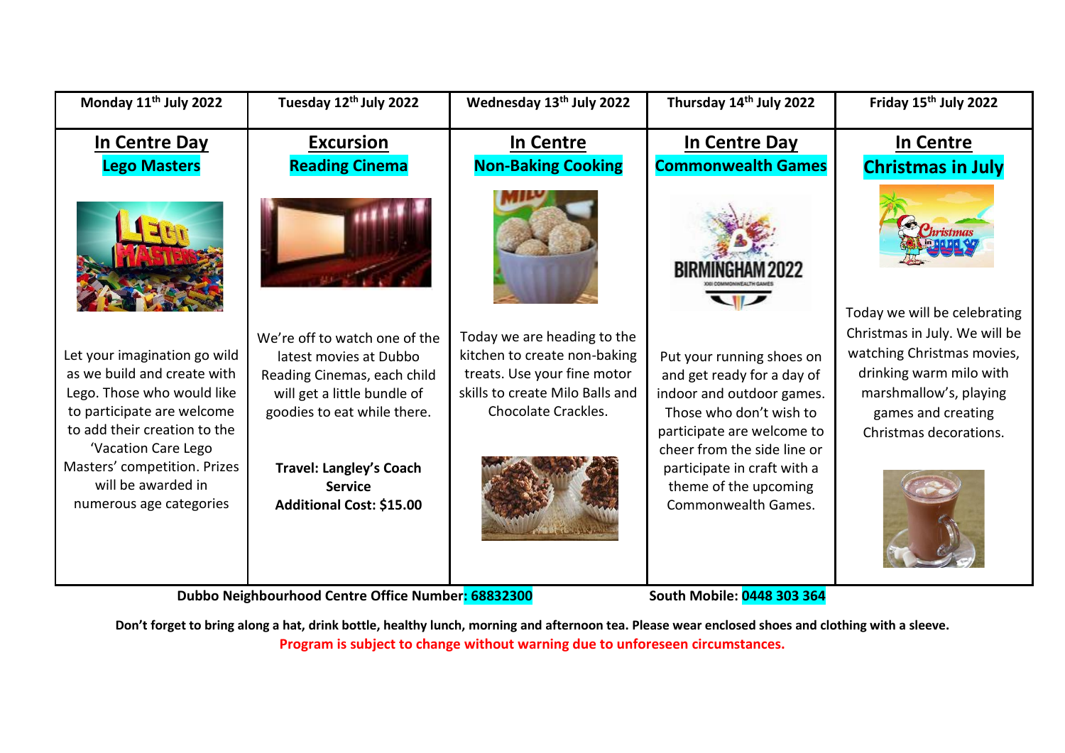| Monday 11th July 2022 | Tuesday 12th July 2022 | Wednesday 13th July 2022 | Thursday 14th July 2022 | Friday 15th July 2022 |
|---|---|---|---|---|
| **In Centre Day**<br>**Lego Masters**<br><br>Let your imagination go wild as we build and create with Lego. Those who would like to participate are welcome to add their creation to the 'Vacation Care Lego Masters' competition. Prizes will be awarded in numerous age categories | **Excursion**<br>**Reading Cinema**<br><br>We're off to watch one of the latest movies at Dubbo Reading Cinemas, each child will get a little bundle of goodies to eat while there.<br><br>**Travel: Langley's Coach Service**<br>**Additional Cost: $15.00** | **In Centre**<br>**Non-Baking Cooking**<br><br>Today we are heading to the kitchen to create non-baking treats. Use your fine motor skills to create Milo Balls and Chocolate Crackles. | **In Centre Day**<br>**Commonwealth Games**<br><br>Put your running shoes on and get ready for a day of indoor and outdoor games. Those who don't wish to participate are welcome to cheer from the side line or participate in craft with a theme of the upcoming Commonwealth Games. | **In Centre**<br>**Christmas in July**<br><br>Today we will be celebrating Christmas in July. We will be watching Christmas movies, drinking warm milo with marshmallow's, playing games and creating Christmas decorations. |

**Dubbo Neighbourhood Centre Office Number: 68832300** **South Mobile: 0448 303 364**

**Don't forget to bring along a hat, drink bottle, healthy lunch, morning and afternoon tea. Please wear enclosed shoes and clothing with a sleeve.**

**Program is subject to change without warning due to unforeseen circumstances.**